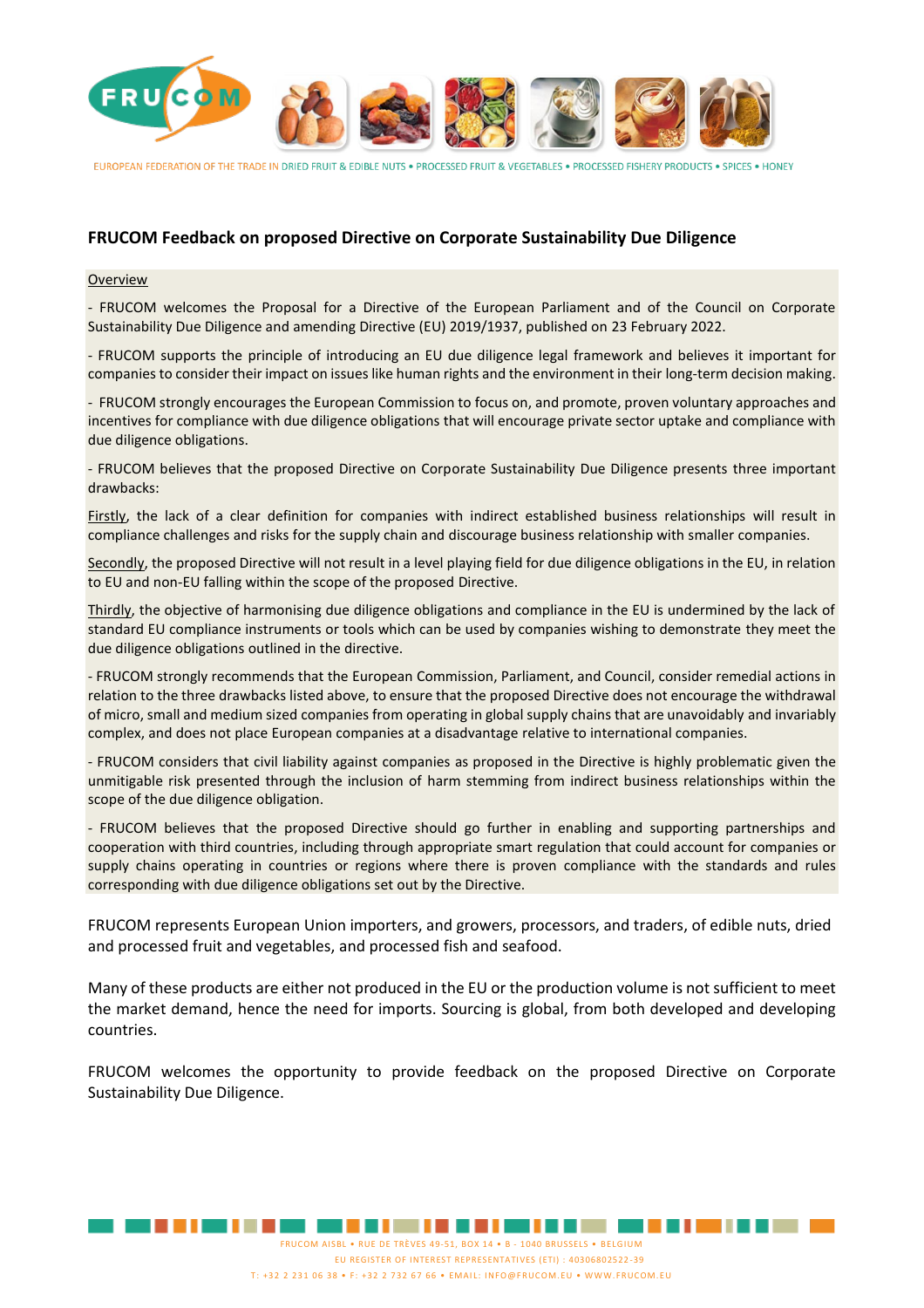EUROPEAN FEDERATION OF THE TRADE IN DRIED FRUIT & EDIBLE NUTS • PROCESSED FRUIT & VEGETABLES • PROCESSED FISHERY PRODUCTS • SPICES • HONEY

## FRUCOM Feedback on proposed Directive on Corporate Sustainability Due Diligence

Overview

- FRUCOM welcomes the Proposal for a Directive of the European Parliament and of the Council on Corporate Sustainability Due Diligence and amending Directive (EU) 2019/1937, published on 23 February 2022.

- FRUCOM supports the principle of introducing an EU due diligence legal framework and believes it important for companies to consider their impact on issues like human rights and the environment in their long-term decision making.

- FRUCOM strongly encourages the European Commission to focus on, and promote, proven voluntary approaches and incentives for compliance with due diligence obligations that will encourage private sector uptake and compliance with due diligence obligations.

- FRUCOM believes that the proposed Directive on Corporate Sustainability Due Diligence presents three important drawbacks:

Firstly, the lack of a clear definition for companies with indirect established business relationships will result in compliance challenges and risks for the supply chain and discourage business relationship with smaller companies.

Secondly, the proposed Directive will not result in a level playing field for due diligence obligations in the EU, in relation to EU and non-EU falling within the scope of the proposed Directive.

Thirdly, the objective of harmonising due diligence obligations and compliance in the EU is undermined by the lack of standard EU compliance instruments or tools which can be used by companies wishing to demonstrate they meet the due diligence obligations outlined in the directive.

- FRUCOM strongly recommends that the European Commission, Parliament, and Council, consider remedial actions in relation to the three drawbacks listed above, to ensure that the proposed Directive does not encourage the withdrawal of micro, small and medium sized companies from operating in global supply chains that are unavoidably and invariably complex, and does not place European companies at a disadvantage relative to international companies.

- FRUCOM considers that civil liability against companies as proposed in the Directive is highly problematic given the unmitigable risk presented through the inclusion of harm stemming from indirect business relationships within the scope of the due diligence obligation.

- FRUCOM believes that the proposed Directive should go further in enabling and supporting partnerships and cooperation with third countries, including through appropriate smart regulation that could account for companies or supply chains operating in countries or regions where there is proven compliance with the standards and rules corresponding with due diligence obligations set out by the Directive.

FRUCOM represents European Union importers, and growers, processors, and traders, of edible nuts, dried and processed fruit and vegetables, and processed fish and seafood.

Many of these products are either not produced in the EU or the production volume is not sufficient to meet the market demand, hence the need for imports. Sourcing is global, from both developed and developing countries.

FRUCOM welcomes the opportunity to provide feedback on the proposed Directive on Corporate Sustainability Due Diligence.

FRUCOM AISBL • RUE DE TRÈVES 49-51, BOX 14 • B - 1040 BRUSSELS • BELGIUM
EU REGISTER OF INTEREST REPRESENTATIVES (ETI) : 40306802522-39
T: +32 2 231 06 38 • F: +32 2 732 67 66 • EMAIL: INFO@FRUCOM.EU • WWW.FRUCOM.EU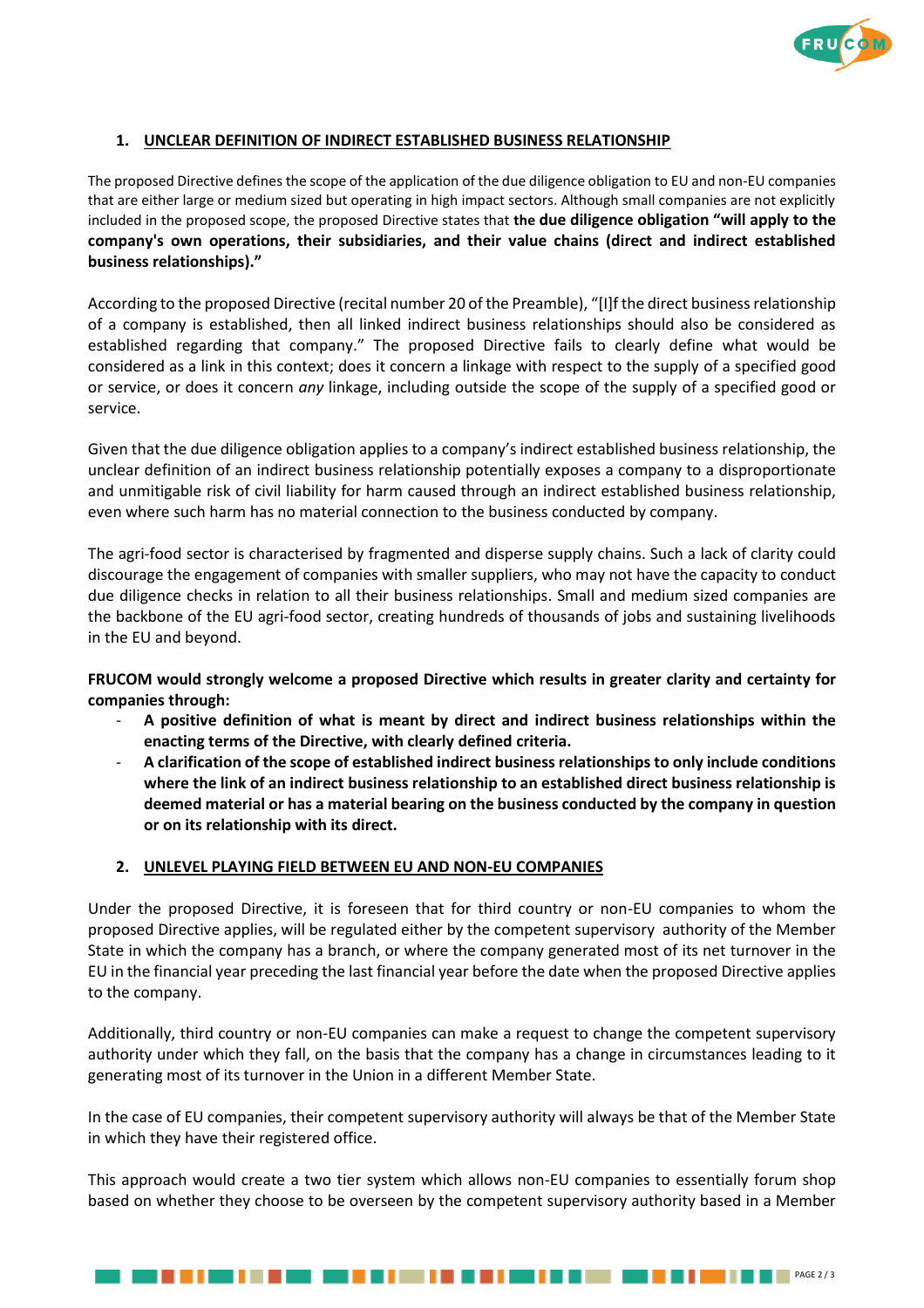## 1. UNCLEAR DEFINITION OF INDIRECT ESTABLISHED BUSINESS RELATIONSHIP

The proposed Directive defines the scope of the application of the due diligence obligation to EU and non-EU companies that are either large or medium sized but operating in high impact sectors. Although small companies are not explicitly included in the proposed scope, the proposed Directive states that **the due diligence obligation "will apply to the company's own operations, their subsidiaries, and their value chains (direct and indirect established business relationships)."**

According to the proposed Directive (recital number 20 of the Preamble), "[I]f the direct business relationship of a company is established, then all linked indirect business relationships should also be considered as established regarding that company." The proposed Directive fails to clearly define what would be considered as a link in this context; does it concern a linkage with respect to the supply of a specified good or service, or does it concern *any* linkage, including outside the scope of the supply of a specified good or service.

Given that the due diligence obligation applies to a company's indirect established business relationship, the unclear definition of an indirect business relationship potentially exposes a company to a disproportionate and unmitigable risk of civil liability for harm caused through an indirect established business relationship, even where such harm has no material connection to the business conducted by company.

The agri-food sector is characterised by fragmented and disperse supply chains. Such a lack of clarity could discourage the engagement of companies with smaller suppliers, who may not have the capacity to conduct due diligence checks in relation to all their business relationships. Small and medium sized companies are the backbone of the EU agri-food sector, creating hundreds of thousands of jobs and sustaining livelihoods in the EU and beyond.

**FRUCOM would strongly welcome a proposed Directive which results in greater clarity and certainty for companies through:**

- **A positive definition of what is meant by direct and indirect business relationships within the enacting terms of the Directive, with clearly defined criteria.**
- **A clarification of the scope of established indirect business relationships to only include conditions where the link of an indirect business relationship to an established direct business relationship is deemed material or has a material bearing on the business conducted by the company in question or on its relationship with its direct.**

## 2. UNLEVEL PLAYING FIELD BETWEEN EU AND NON-EU COMPANIES

Under the proposed Directive, it is foreseen that for third country or non-EU companies to whom the proposed Directive applies, will be regulated either by the competent supervisory authority of the Member State in which the company has a branch, or where the company generated most of its net turnover in the EU in the financial year preceding the last financial year before the date when the proposed Directive applies to the company.

Additionally, third country or non-EU companies can make a request to change the competent supervisory authority under which they fall, on the basis that the company has a change in circumstances leading to it generating most of its turnover in the Union in a different Member State.

In the case of EU companies, their competent supervisory authority will always be that of the Member State in which they have their registered office.

This approach would create a two tier system which allows non-EU companies to essentially forum shop based on whether they choose to be overseen by the competent supervisory authority based in a Member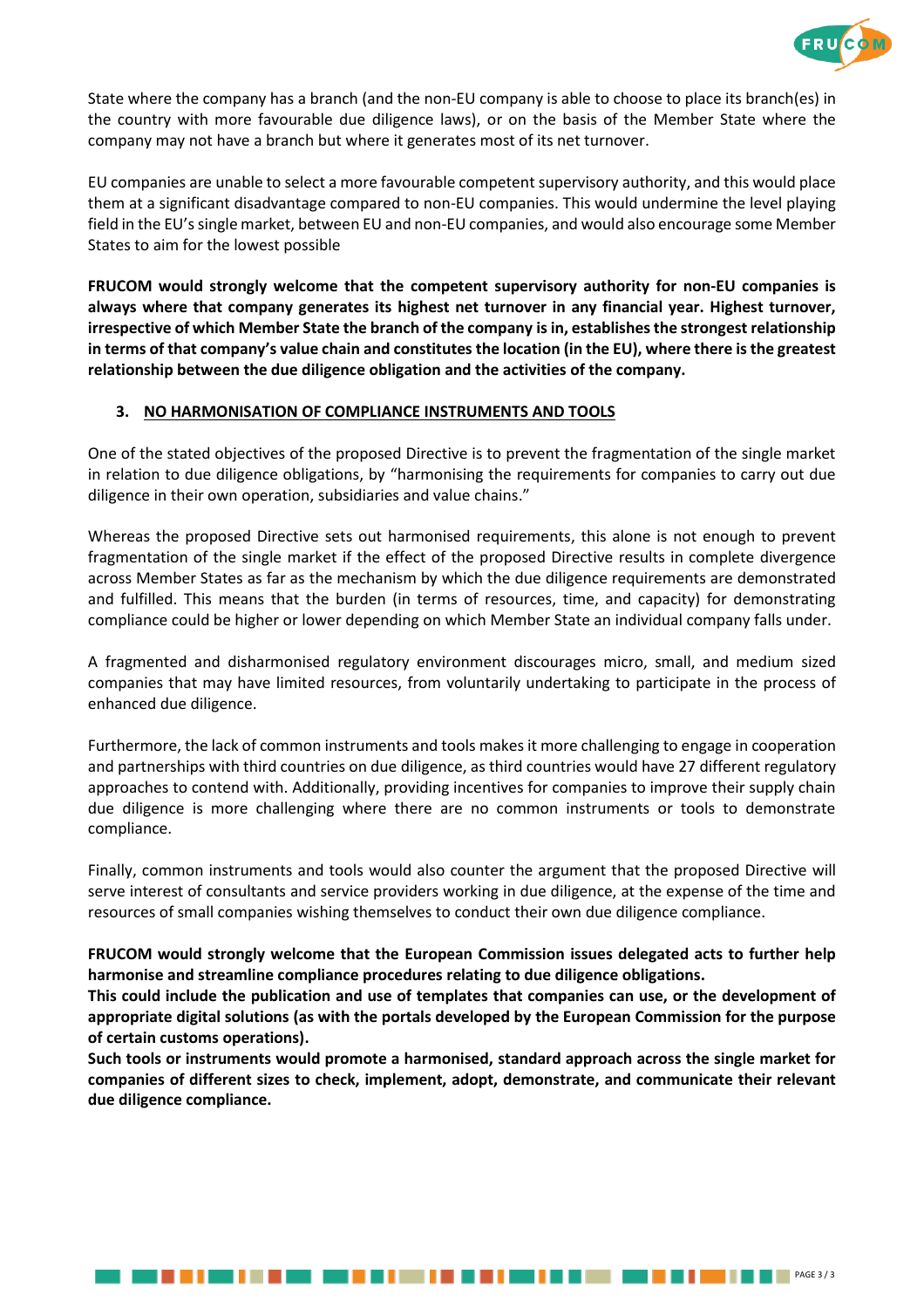State where the company has a branch (and the non-EU company is able to choose to place its branch(es) in the country with more favourable due diligence laws), or on the basis of the Member State where the company may not have a branch but where it generates most of its net turnover.

EU companies are unable to select a more favourable competent supervisory authority, and this would place them at a significant disadvantage compared to non-EU companies. This would undermine the level playing field in the EU's single market, between EU and non-EU companies, and would also encourage some Member States to aim for the lowest possible

**FRUCOM would strongly welcome that the competent supervisory authority for non-EU companies is always where that company generates its highest net turnover in any financial year. Highest turnover, irrespective of which Member State the branch of the company is in, establishes the strongest relationship in terms of that company's value chain and constitutes the location (in the EU), where there is the greatest relationship between the due diligence obligation and the activities of the company.**

## 3. NO HARMONISATION OF COMPLIANCE INSTRUMENTS AND TOOLS

One of the stated objectives of the proposed Directive is to prevent the fragmentation of the single market in relation to due diligence obligations, by "harmonising the requirements for companies to carry out due diligence in their own operation, subsidiaries and value chains."

Whereas the proposed Directive sets out harmonised requirements, this alone is not enough to prevent fragmentation of the single market if the effect of the proposed Directive results in complete divergence across Member States as far as the mechanism by which the due diligence requirements are demonstrated and fulfilled. This means that the burden (in terms of resources, time, and capacity) for demonstrating compliance could be higher or lower depending on which Member State an individual company falls under.

A fragmented and disharmonised regulatory environment discourages micro, small, and medium sized companies that may have limited resources, from voluntarily undertaking to participate in the process of enhanced due diligence.

Furthermore, the lack of common instruments and tools makes it more challenging to engage in cooperation and partnerships with third countries on due diligence, as third countries would have 27 different regulatory approaches to contend with. Additionally, providing incentives for companies to improve their supply chain due diligence is more challenging where there are no common instruments or tools to demonstrate compliance.

Finally, common instruments and tools would also counter the argument that the proposed Directive will serve interest of consultants and service providers working in due diligence, at the expense of the time and resources of small companies wishing themselves to conduct their own due diligence compliance.

**FRUCOM would strongly welcome that the European Commission issues delegated acts to further help harmonise and streamline compliance procedures relating to due diligence obligations.**
**This could include the publication and use of templates that companies can use, or the development of appropriate digital solutions (as with the portals developed by the European Commission for the purpose of certain customs operations).**
**Such tools or instruments would promote a harmonised, standard approach across the single market for companies of different sizes to check, implement, adopt, demonstrate, and communicate their relevant due diligence compliance.**